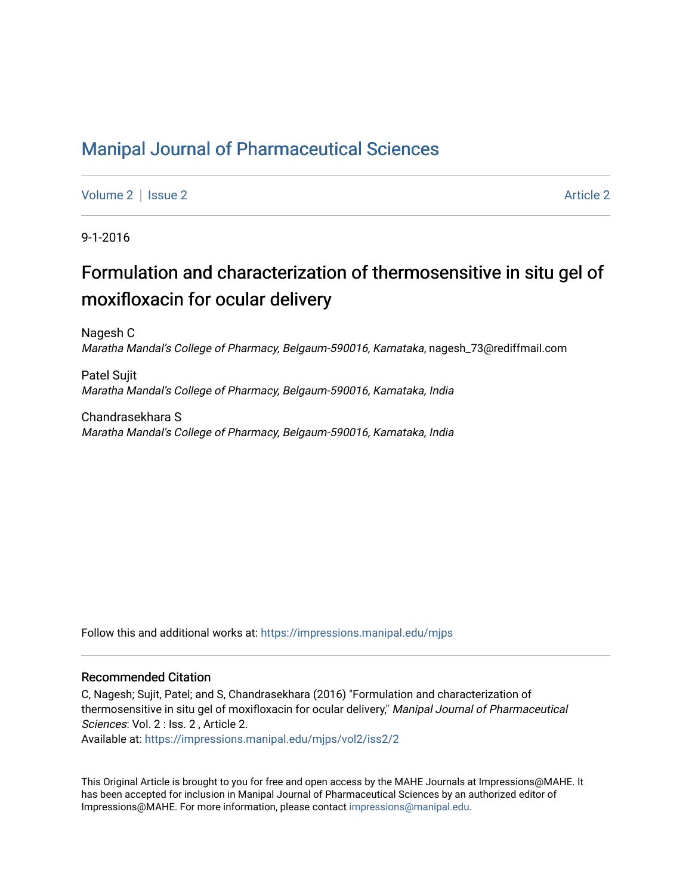# Manipal Journal of Pharmaceutical Sciences

Volume 2 | Issue 2 Article 2

9-1-2016

## Formulation and characterization of thermosensitive in situ gel of moxifloxacin for ocular delivery

Nagesh C
*Maratha Mandal's College of Pharmacy, Belgaum-590016, Karnataka*, nagesh_73@rediffmail.com

Patel Sujit
*Maratha Mandal's College of Pharmacy, Belgaum-590016, Karnataka, India*

Chandrasekhara S
*Maratha Mandal's College of Pharmacy, Belgaum-590016, Karnataka, India*

Follow this and additional works at: https://impressions.manipal.edu/mjps

### Recommended Citation

C, Nagesh; Sujit, Patel; and S, Chandrasekhara (2016) "Formulation and characterization of thermosensitive in situ gel of moxifloxacin for ocular delivery," *Manipal Journal of Pharmaceutical Sciences*: Vol. 2 : Iss. 2 , Article 2.
Available at: https://impressions.manipal.edu/mjps/vol2/iss2/2

This Original Article is brought to you for free and open access by the MAHE Journals at Impressions@MAHE. It has been accepted for inclusion in Manipal Journal of Pharmaceutical Sciences by an authorized editor of Impressions@MAHE. For more information, please contact impressions@manipal.edu.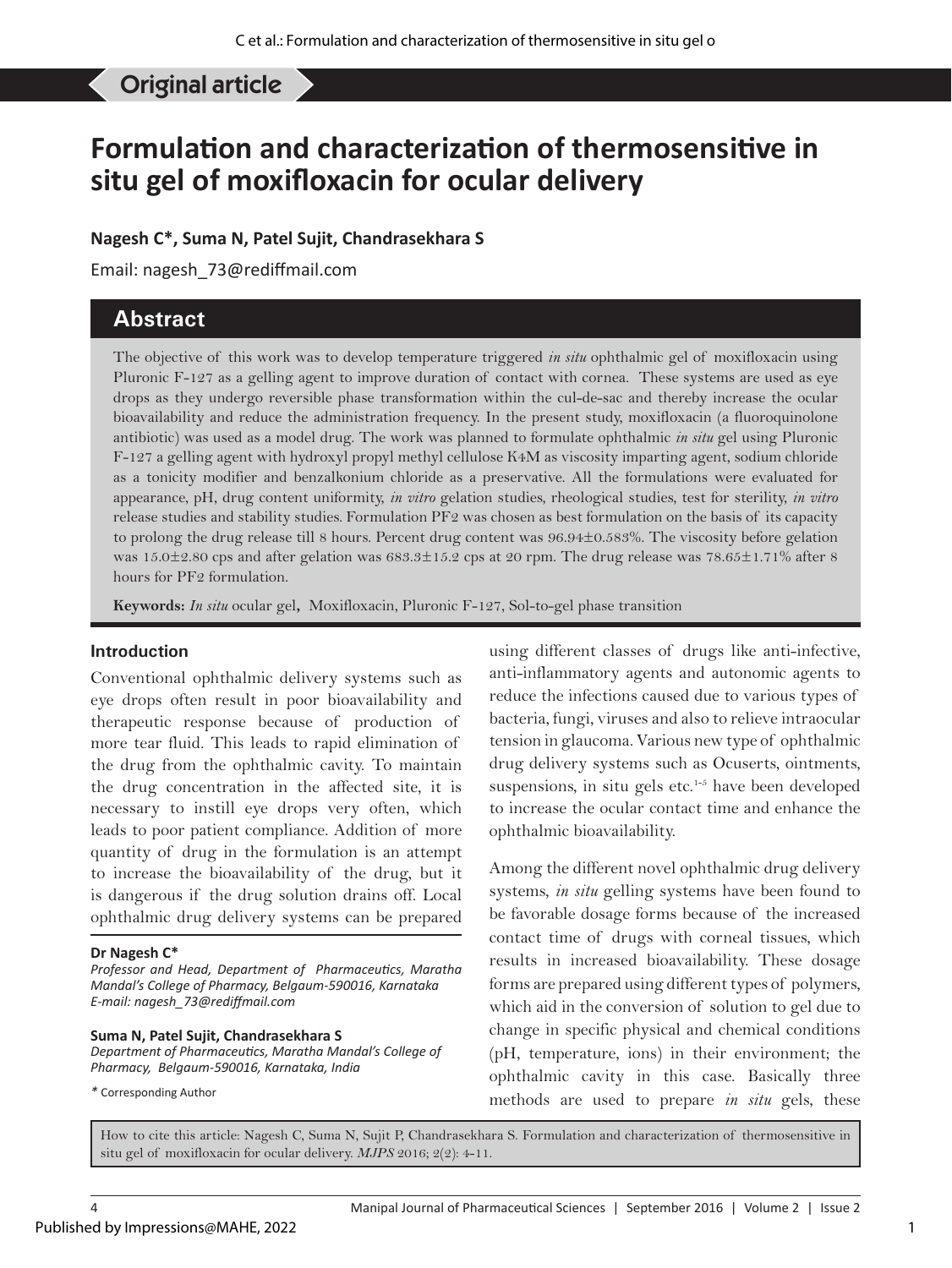Original article

# Formulation and characterization of thermosensitive in situ gel of moxifloxacin for ocular delivery

**Nagesh C\*, Suma N, Patel Sujit, Chandrasekhara S**

Email: nagesh_73@rediffmail.com

## Abstract

The objective of this work was to develop temperature triggered *in situ* ophthalmic gel of moxifloxacin using Pluronic F-127 as a gelling agent to improve duration of contact with cornea. These systems are used as eye drops as they undergo reversible phase transformation within the cul-de-sac and thereby increase the ocular bioavailability and reduce the administration frequency. In the present study, moxifloxacin (a fluoroquinolone antibiotic) was used as a model drug. The work was planned to formulate ophthalmic *in situ* gel using Pluronic F-127 a gelling agent with hydroxyl propyl methyl cellulose K4M as viscosity imparting agent, sodium chloride as a tonicity modifier and benzalkonium chloride as a preservative. All the formulations were evaluated for appearance, pH, drug content uniformity, *in vitro* gelation studies, rheological studies, test for sterility, *in vitro* release studies and stability studies. Formulation PF2 was chosen as best formulation on the basis of its capacity to prolong the drug release till 8 hours. Percent drug content was 96.94±0.583%. The viscosity before gelation was 15.0±2.80 cps and after gelation was 683.3±15.2 cps at 20 rpm. The drug release was 78.65±1.71% after 8 hours for PF2 formulation.

**Keywords:** *In situ* ocular gel, Moxifloxacin, Pluronic F-127, Sol-to-gel phase transition

### Introduction

Conventional ophthalmic delivery systems such as eye drops often result in poor bioavailability and therapeutic response because of production of more tear fluid. This leads to rapid elimination of the drug from the ophthalmic cavity. To maintain the drug concentration in the affected site, it is necessary to instill eye drops very often, which leads to poor patient compliance. Addition of more quantity of drug in the formulation is an attempt to increase the bioavailability of the drug, but it is dangerous if the drug solution drains off. Local ophthalmic drug delivery systems can be prepared using different classes of drugs like anti-infective, anti-inflammatory agents and autonomic agents to reduce the infections caused due to various types of bacteria, fungi, viruses and also to relieve intraocular tension in glaucoma. Various new type of ophthalmic drug delivery systems such as Ocuserts, ointments, suspensions, in situ gels etc.[1-5] have been developed to increase the ocular contact time and enhance the ophthalmic bioavailability.

Among the different novel ophthalmic drug delivery systems, *in situ* gelling systems have been found to be favorable dosage forms because of the increased contact time of drugs with corneal tissues, which results in increased bioavailability. These dosage forms are prepared using different types of polymers, which aid in the conversion of solution to gel due to change in specific physical and chemical conditions (pH, temperature, ions) in their environment; the ophthalmic cavity in this case. Basically three methods are used to prepare *in situ* gels, these

**Dr Nagesh C\***
*Professor and Head, Department of Pharmaceutics, Maratha Mandal's College of Pharmacy, Belgaum-590016, Karnataka*
*E-mail: nagesh_73@rediffmail.com*

**Suma N, Patel Sujit, Chandrasekhara S**
*Department of Pharmaceutics, Maratha Mandal's College of Pharmacy, Belgaum-590016, Karnataka, India*

\* Corresponding Author

How to cite this article: Nagesh C, Suma N, Sujit P, Chandrasekhara S. Formulation and characterization of thermosensitive in situ gel of moxifloxacin for ocular delivery. *MJPS* 2016; 2(2): 4-11.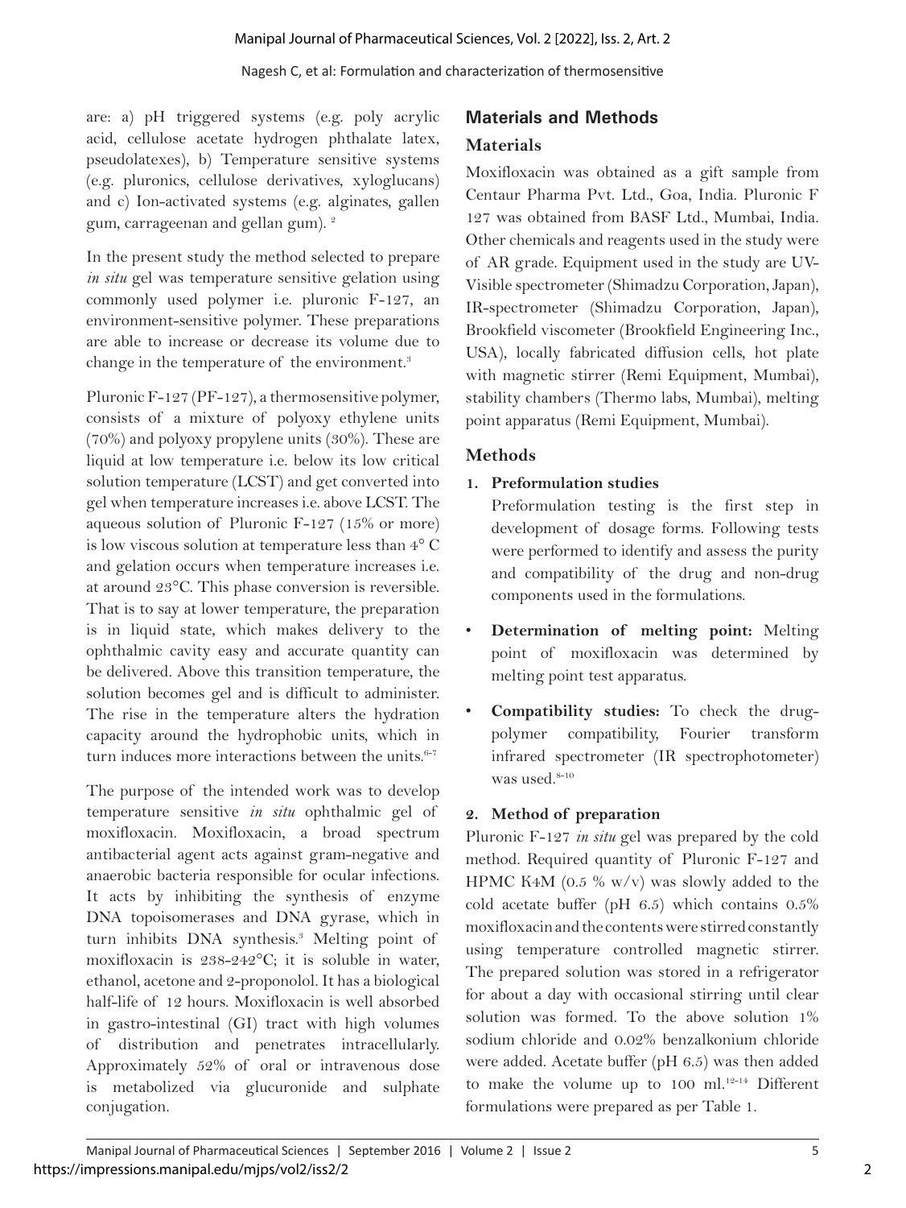are: a) pH triggered systems (e.g. poly acrylic acid, cellulose acetate hydrogen phthalate latex, pseudolatexes), b) Temperature sensitive systems (e.g. pluronics, cellulose derivatives, xyloglucans) and c) Ion-activated systems (e.g. alginates, gallen gum, carrageenan and gellan gum). [2]

In the present study the method selected to prepare *in situ* gel was temperature sensitive gelation using commonly used polymer i.e. pluronic F-127, an environment-sensitive polymer. These preparations are able to increase or decrease its volume due to change in the temperature of the environment.[3]

Pluronic F-127 (PF-127), a thermosensitive polymer, consists of a mixture of polyoxy ethylene units (70%) and polyoxy propylene units (30%). These are liquid at low temperature i.e. below its low critical solution temperature (LCST) and get converted into gel when temperature increases i.e. above LCST. The aqueous solution of Pluronic F-127 (15% or more) is low viscous solution at temperature less than 4° C and gelation occurs when temperature increases i.e. at around 23°C. This phase conversion is reversible. That is to say at lower temperature, the preparation is in liquid state, which makes delivery to the ophthalmic cavity easy and accurate quantity can be delivered. Above this transition temperature, the solution becomes gel and is difficult to administer. The rise in the temperature alters the hydration capacity around the hydrophobic units, which in turn induces more interactions between the units.[6-7]

The purpose of the intended work was to develop temperature sensitive *in situ* ophthalmic gel of moxifloxacin. Moxifloxacin, a broad spectrum antibacterial agent acts against gram-negative and anaerobic bacteria responsible for ocular infections. It acts by inhibiting the synthesis of enzyme DNA topoisomerases and DNA gyrase, which in turn inhibits DNA synthesis.[3] Melting point of moxifloxacin is 238-242°C; it is soluble in water, ethanol, acetone and 2-proponolol. It has a biological half-life of 12 hours. Moxifloxacin is well absorbed in gastro-intestinal (GI) tract with high volumes of distribution and penetrates intracellularly. Approximately 52% of oral or intravenous dose is metabolized via glucuronide and sulphate conjugation.

## Materials and Methods

### Materials

Moxifloxacin was obtained as a gift sample from Centaur Pharma Pvt. Ltd., Goa, India. Pluronic F 127 was obtained from BASF Ltd., Mumbai, India. Other chemicals and reagents used in the study were of AR grade. Equipment used in the study are UV-Visible spectrometer (Shimadzu Corporation, Japan), IR-spectrometer (Shimadzu Corporation, Japan), Brookfield viscometer (Brookfield Engineering Inc., USA), locally fabricated diffusion cells, hot plate with magnetic stirrer (Remi Equipment, Mumbai), stability chambers (Thermo labs, Mumbai), melting point apparatus (Remi Equipment, Mumbai).

### Methods

1. **Preformulation studies**

   Preformulation testing is the first step in development of dosage forms. Following tests were performed to identify and assess the purity and compatibility of the drug and non-drug components used in the formulations.

- **Determination of melting point:** Melting point of moxifloxacin was determined by melting point test apparatus.
- **Compatibility studies:** To check the drug-polymer compatibility, Fourier transform infrared spectrometer (IR spectrophotometer) was used.[8-10]

2. **Method of preparation**

Pluronic F-127 *in situ* gel was prepared by the cold method. Required quantity of Pluronic F-127 and HPMC K4M (0.5 % w/v) was slowly added to the cold acetate buffer (pH 6.5) which contains 0.5% moxifloxacin and the contents were stirred constantly using temperature controlled magnetic stirrer. The prepared solution was stored in a refrigerator for about a day with occasional stirring until clear solution was formed. To the above solution 1% sodium chloride and 0.02% benzalkonium chloride were added. Acetate buffer (pH 6.5) was then added to make the volume up to 100 ml.[12-14] Different formulations were prepared as per Table 1.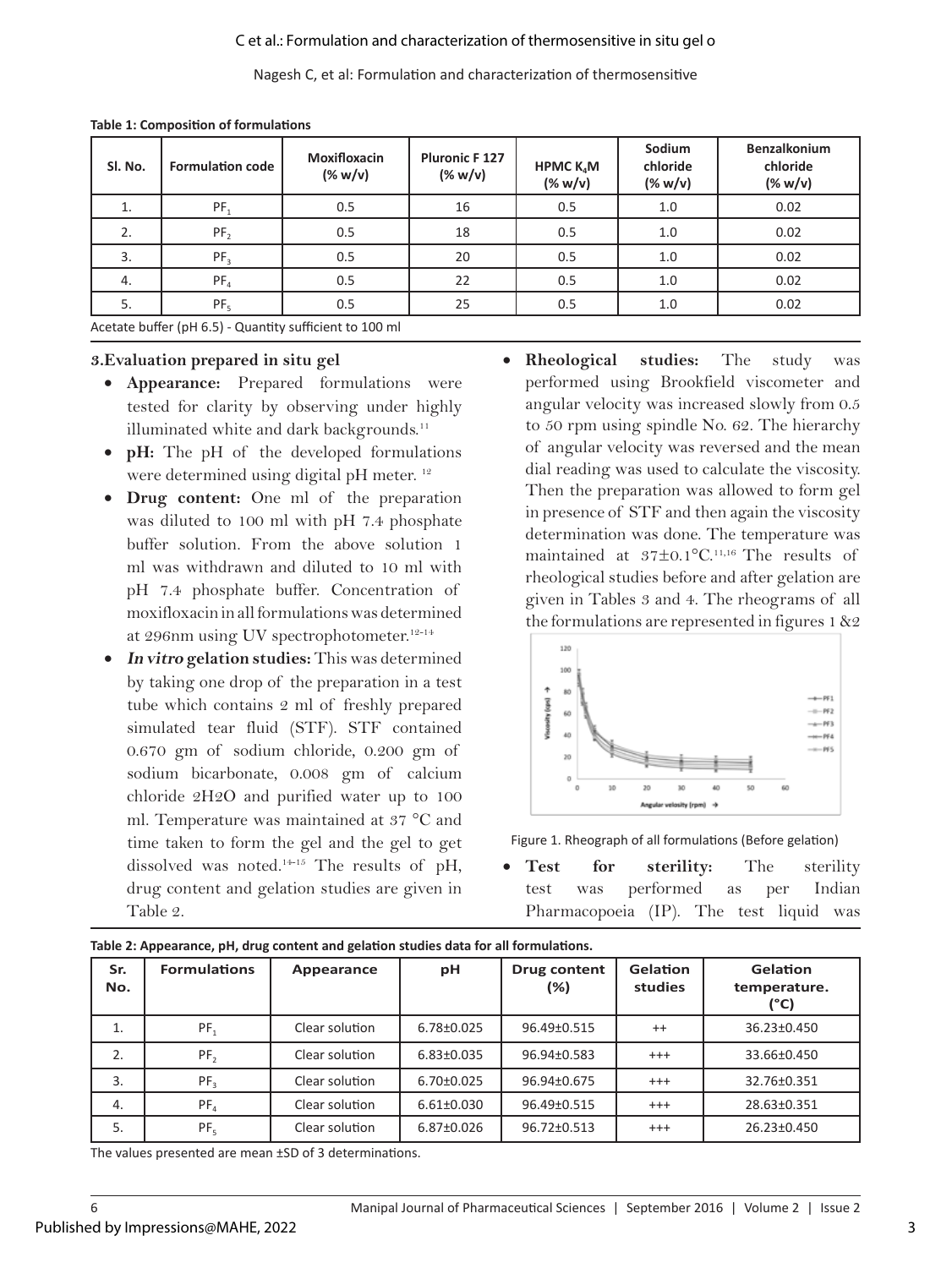**Table 1: Composition of formulations**

| Sl. No. | Formulation code | Moxifloxacin (% w/v) | Pluronic F 127 (% w/v) | HPMC $K_4M$ (% w/v) | Sodium chloride (% w/v) | Benzalkonium chloride (% w/v) |
|---|---|---|---|---|---|---|
| 1. | $PF_1$ | 0.5 | 16 | 0.5 | 1.0 | 0.02 |
| 2. | $PF_2$ | 0.5 | 18 | 0.5 | 1.0 | 0.02 |
| 3. | $PF_3$ | 0.5 | 20 | 0.5 | 1.0 | 0.02 |
| 4. | $PF_4$ | 0.5 | 22 | 0.5 | 1.0 | 0.02 |
| 5. | $PF_5$ | 0.5 | 25 | 0.5 | 1.0 | 0.02 |

Acetate buffer (pH 6.5) - Quantity sufficient to 100 ml

### 3. Evaluation prepared in situ gel

- **Appearance:** Prepared formulations were tested for clarity by observing under highly illuminated white and dark backgrounds.[11]
- **pH:** The pH of the developed formulations were determined using digital pH meter.[12]
- **Drug content:** One ml of the preparation was diluted to 100 ml with pH 7.4 phosphate buffer solution. From the above solution 1 ml was withdrawn and diluted to 10 ml with pH 7.4 phosphate buffer. Concentration of moxifloxacin in all formulations was determined at 296nm using UV spectrophotometer.[12-14]
- ***In vitro* gelation studies:** This was determined by taking one drop of the preparation in a test tube which contains 2 ml of freshly prepared simulated tear fluid (STF). STF contained 0.670 gm of sodium chloride, 0.200 gm of sodium bicarbonate, 0.008 gm of calcium chloride $2H_2O$ and purified water up to 100 ml. Temperature was maintained at 37 °C and time taken to form the gel and the gel to get dissolved was noted.[14-15] The results of pH, drug content and gelation studies are given in Table 2.
- **Rheological studies:** The study was performed using Brookfield viscometer and angular velocity was increased slowly from 0.5 to 50 rpm using spindle No. 62. The hierarchy of angular velocity was reversed and the mean dial reading was used to calculate the viscosity. Then the preparation was allowed to form gel in presence of STF and then again the viscosity determination was done. The temperature was maintained at 37±0.1°C.[11,16] The results of rheological studies before and after gelation are given in Tables 3 and 4. The rheograms of all the formulations are represented in figures 1 &2

Figure 1. Rheograph of all formulations (Before gelation)

- **Test for sterility:** The sterility test was performed as per Indian Pharmacopoeia (IP). The test liquid was

**Table 2: Appearance, pH, drug content and gelation studies data for all formulations.**

| Sr. No. | Formulations | Appearance | pH | Drug content (%) | Gelation studies | Gelation temperature. (°C) |
|---|---|---|---|---|---|---|
| 1. | $PF_1$ | Clear solution | 6.78±0.025 | 96.49±0.515 | ++ | 36.23±0.450 |
| 2. | $PF_2$ | Clear solution | 6.83±0.035 | 96.94±0.583 | +++ | 33.66±0.450 |
| 3. | $PF_3$ | Clear solution | 6.70±0.025 | 96.94±0.675 | +++ | 32.76±0.351 |
| 4. | $PF_4$ | Clear solution | 6.61±0.030 | 96.49±0.515 | +++ | 28.63±0.351 |
| 5. | $PF_5$ | Clear solution | 6.87±0.026 | 96.72±0.513 | +++ | 26.23±0.450 |

The values presented are mean ±SD of 3 determinations.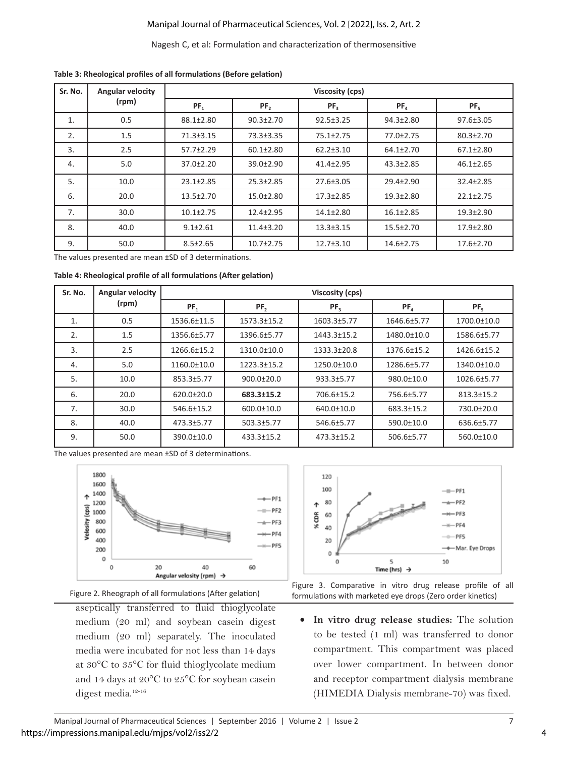**Table 3: Rheological profiles of all formulations (Before gelation)**

| Sr. No. | Angular velocity (rpm) | Viscosity (cps) | | | | |
|---|---|---|---|---|---|---|
| | | $PF_1$ | $PF_2$ | $PF_3$ | $PF_4$ | $PF_5$ |
| 1. | 0.5 | 88.1±2.80 | 90.3±2.70 | 92.5±3.25 | 94.3±2.80 | 97.6±3.05 |
| 2. | 1.5 | 71.3±3.15 | 73.3±3.35 | 75.1±2.75 | 77.0±2.75 | 80.3±2.70 |
| 3. | 2.5 | 57.7±2.29 | 60.1±2.80 | 62.2±3.10 | 64.1±2.70 | 67.1±2.80 |
| 4. | 5.0 | 37.0±2.20 | 39.0±2.90 | 41.4±2.95 | 43.3±2.85 | 46.1±2.65 |
| 5. | 10.0 | 23.1±2.85 | 25.3±2.85 | 27.6±3.05 | 29.4±2.90 | 32.4±2.85 |
| 6. | 20.0 | 13.5±2.70 | 15.0±2.80 | 17.3±2.85 | 19.3±2.80 | 22.1±2.75 |
| 7. | 30.0 | 10.1±2.75 | 12.4±2.95 | 14.1±2.80 | 16.1±2.85 | 19.3±2.90 |
| 8. | 40.0 | 9.1±2.61 | 11.4±3.20 | 13.3±3.15 | 15.5±2.70 | 17.9±2.80 |
| 9. | 50.0 | 8.5±2.65 | 10.7±2.75 | 12.7±3.10 | 14.6±2.75 | 17.6±2.70 |

The values presented are mean ±SD of 3 determinations.

**Table 4: Rheological profile of all formulations (After gelation)**

| Sr. No. | Angular velocity (rpm) | Viscosity (cps) | | | | |
|---|---|---|---|---|---|---|
| | | $PF_1$ | $PF_2$ | $PF_3$ | $PF_4$ | $PF_5$ |
| 1. | 0.5 | 1536.6±11.5 | 1573.3±15.2 | 1603.3±5.77 | 1646.6±5.77 | 1700.0±10.0 |
| 2. | 1.5 | 1356.6±5.77 | 1396.6±5.77 | 1443.3±15.2 | 1480.0±10.0 | 1586.6±5.77 |
| 3. | 2.5 | 1266.6±15.2 | 1310.0±10.0 | 1333.3±20.8 | 1376.6±15.2 | 1426.6±15.2 |
| 4. | 5.0 | 1160.0±10.0 | 1223.3±15.2 | 1250.0±10.0 | 1286.6±5.77 | 1340.0±10.0 |
| 5. | 10.0 | 853.3±5.77 | 900.0±20.0 | 933.3±5.77 | 980.0±10.0 | 1026.6±5.77 |
| 6. | 20.0 | 620.0±20.0 | **683.3±15.2** | 706.6±15.2 | 756.6±5.77 | 813.3±15.2 |
| 7. | 30.0 | 546.6±15.2 | 600.0±10.0 | 640.0±10.0 | 683.3±15.2 | 730.0±20.0 |
| 8. | 40.0 | 473.3±5.77 | 503.3±5.77 | 546.6±5.77 | 590.0±10.0 | 636.6±5.77 |
| 9. | 50.0 | 390.0±10.0 | 433.3±15.2 | 473.3±15.2 | 506.6±5.77 | 560.0±10.0 |

The values presented are mean ±SD of 3 determinations.

Figure 2. Rheograph of all formulations (After gelation)

Figure 3. Comparative in vitro drug release profile of all formulations with marketed eye drops (Zero order kinetics)

aseptically transferred to fluid thioglycolate medium (20 ml) and soybean casein digest medium (20 ml) separately. The inoculated media were incubated for not less than 14 days at 30°C to 35°C for fluid thioglycolate medium and 14 days at 20°C to 25°C for soybean casein digest media.[12-16]

- **In vitro drug release studies:** The solution to be tested (1 ml) was transferred to donor compartment. This compartment was placed over lower compartment. In between donor and receptor compartment dialysis membrane (HIMEDIA Dialysis membrane-70) was fixed.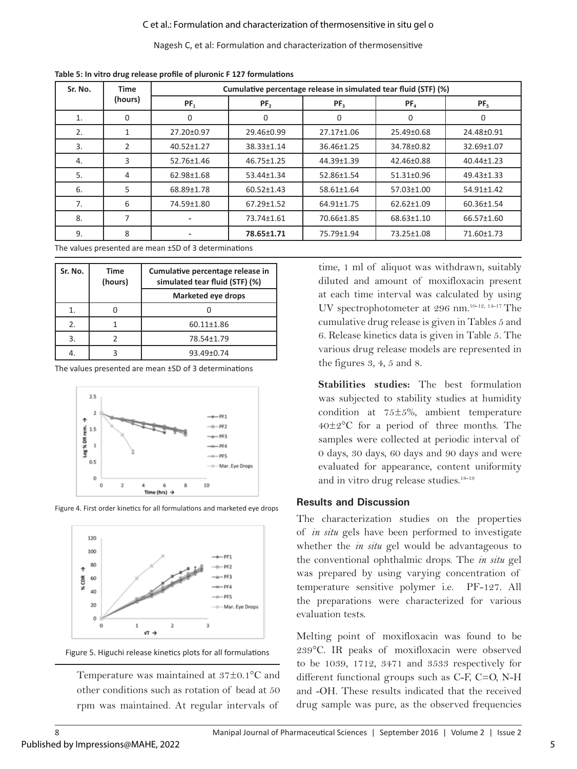**Table 5: In vitro drug release profile of pluronic F 127 formulations**

| Sr. No. | Time (hours) | Cumulative percentage release in simulated tear fluid (STF) (%) | | | | |
|---|---|---|---|---|---|---|
| | | $PF_1$ | $PF_2$ | $PF_3$ | $PF_4$ | $PF_5$ |
| 1. | 0 | 0 | 0 | 0 | 0 | 0 |
| 2. | 1 | 27.20±0.97 | 29.46±0.99 | 27.17±1.06 | 25.49±0.68 | 24.48±0.91 |
| 3. | 2 | 40.52±1.27 | 38.33±1.14 | 36.46±1.25 | 34.78±0.82 | 32.69±1.07 |
| 4. | 3 | 52.76±1.46 | 46.75±1.25 | 44.39±1.39 | 42.46±0.88 | 40.44±1.23 |
| 5. | 4 | 62.98±1.68 | 53.44±1.34 | 52.86±1.54 | 51.31±0.96 | 49.43±1.33 |
| 6. | 5 | 68.89±1.78 | 60.52±1.43 | 58.61±1.64 | 57.03±1.00 | 54.91±1.42 |
| 7. | 6 | 74.59±1.80 | 67.29±1.52 | 64.91±1.75 | 62.62±1.09 | 60.36±1.54 |
| 8. | 7 | - | 73.74±1.61 | 70.66±1.85 | 68.63±1.10 | 66.57±1.60 |
| 9. | 8 | - | **78.65±1.71** | 75.79±1.94 | 73.25±1.08 | 71.60±1.73 |

The values presented are mean ±SD of 3 determinations

| Sr. No. | Time (hours) | Cumulative percentage release in simulated tear fluid (STF) (%) |
|---|---|---|
| | | Marketed eye drops |
| 1. | 0 | 0 |
| 2. | 1 | 60.11±1.86 |
| 3. | 2 | 78.54±1.79 |
| 4. | 3 | 93.49±0.74 |

The values presented are mean ±SD of 3 determinations

Figure 4. First order kinetics for all formulations and marketed eye drops

Figure 5. Higuchi release kinetics plots for all formulations

Temperature was maintained at 37±0.1°C and other conditions such as rotation of bead at 50 rpm was maintained. At regular intervals of time, 1 ml of aliquot was withdrawn, suitably diluted and amount of moxifloxacin present at each time interval was calculated by using UV spectrophotometer at 296 nm.[10-12, 14-17] The cumulative drug release is given in Tables 5 and 6. Release kinetics data is given in Table 5. The various drug release models are represented in the figures 3, 4, 5 and 8.

**Stabilities studies:** The best formulation was subjected to stability studies at humidity condition at 75±5%, ambient temperature 40±2°C for a period of three months. The samples were collected at periodic interval of 0 days, 30 days, 60 days and 90 days and were evaluated for appearance, content uniformity and in vitro drug release studies.[18-19]

## Results and Discussion

The characterization studies on the properties of *in situ* gels have been performed to investigate whether the *in situ* gel would be advantageous to the conventional ophthalmic drops. The *in situ* gel was prepared by using varying concentration of temperature sensitive polymer i.e. PF-127. All the preparations were characterized for various evaluation tests.

Melting point of moxifloxacin was found to be 239°C. IR peaks of moxifloxacin were observed to be 1039, 1712, 3471 and 3533 respectively for different functional groups such as C-F, C=O, N-H and -OH. These results indicated that the received drug sample was pure, as the observed frequencies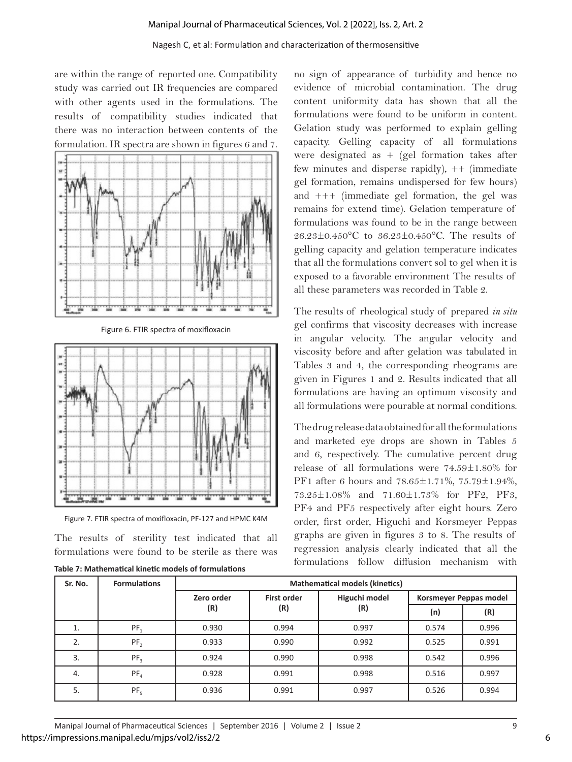are within the range of reported one. Compatibility study was carried out IR frequencies are compared with other agents used in the formulations. The results of compatibility studies indicated that there was no interaction between contents of the formulation. IR spectra are shown in figures 6 and 7.

Figure 6. FTIR spectra of moxifloxacin

Figure 7. FTIR spectra of moxifloxacin, PF-127 and HPMC K4M

The results of sterility test indicated that all formulations were found to be sterile as there was no sign of appearance of turbidity and hence no evidence of microbial contamination. The drug content uniformity data has shown that all the formulations were found to be uniform in content. Gelation study was performed to explain gelling capacity. Gelling capacity of all formulations were designated as + (gel formation takes after few minutes and disperse rapidly), ++ (immediate gel formation, remains undispersed for few hours) and +++ (immediate gel formation, the gel was remains for extend time). Gelation temperature of formulations was found to be in the range between 26.23±0.450°C to 36.23±0.450°C. The results of gelling capacity and gelation temperature indicates that all the formulations convert sol to gel when it is exposed to a favorable environment The results of all these parameters was recorded in Table 2.

The results of rheological study of prepared *in situ* gel confirms that viscosity decreases with increase in angular velocity. The angular velocity and viscosity before and after gelation was tabulated in Tables 3 and 4, the corresponding rheograms are given in Figures 1 and 2. Results indicated that all formulations are having an optimum viscosity and all formulations were pourable at normal conditions.

The drug release data obtained for all the formulations and marketed eye drops are shown in Tables 5 and 6, respectively. The cumulative percent drug release of all formulations were 74.59±1.80% for PF1 after 6 hours and 78.65±1.71%, 75.79±1.94%, 73.25±1.08% and 71.60±1.73% for PF2, PF3, PF4 and PF5 respectively after eight hours. Zero order, first order, Higuchi and Korsmeyer Peppas graphs are given in figures 3 to 8. The results of regression analysis clearly indicated that all the formulations follow diffusion mechanism with

**Table 7: Mathematical kinetic models of formulations**

| Sr. No. | Formulations | Mathematical models (kinetics) | | | | |
|---|---|---|---|---|---|---|
| | | Zero order (R) | First order (R) | Higuchi model (R) | Korsmeyer Peppas model | |
| | | | | | (n) | (R) |
| 1. | $PF_1$ | 0.930 | 0.994 | 0.997 | 0.574 | 0.996 |
| 2. | $PF_2$ | 0.933 | 0.990 | 0.992 | 0.525 | 0.991 |
| 3. | $PF_3$ | 0.924 | 0.990 | 0.998 | 0.542 | 0.996 |
| 4. | $PF_4$ | 0.928 | 0.991 | 0.998 | 0.516 | 0.997 |
| 5. | $PF_5$ | 0.936 | 0.991 | 0.997 | 0.526 | 0.994 |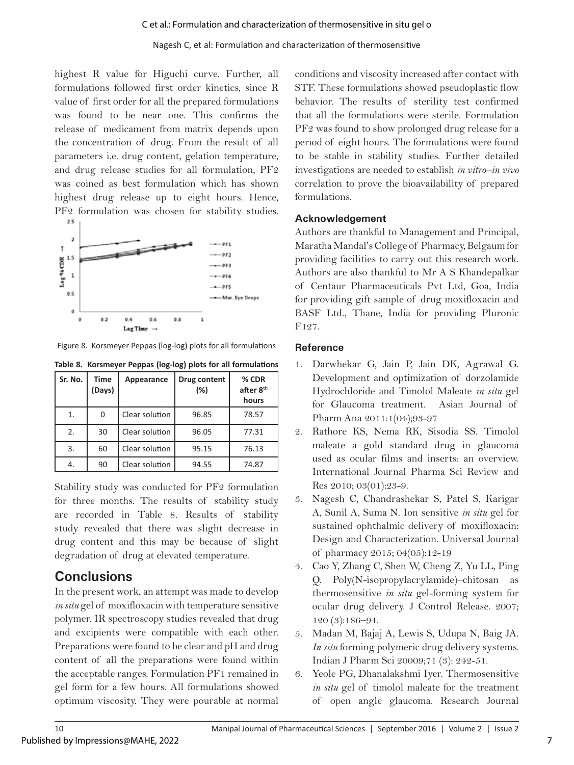highest R value for Higuchi curve. Further, all formulations followed first order kinetics, since R value of first order for all the prepared formulations was found to be near one. This confirms the release of medicament from matrix depends upon the concentration of drug. From the result of all parameters i.e. drug content, gelation temperature, and drug release studies for all formulation, PF2 was coined as best formulation which has shown highest drug release up to eight hours. Hence, PF2 formulation was chosen for stability studies.

Figure 8. Korsmeyer Peppas (log-log) plots for all formulations

**Table 8. Korsmeyer Peppas (log-log) plots for all formulations**

| Sr. No. | Time (Days) | Appearance | Drug content (%) | % CDR after 8th hours |
|---|---|---|---|---|
| 1. | 0 | Clear solution | 96.85 | 78.57 |
| 2. | 30 | Clear solution | 96.05 | 77.31 |
| 3. | 60 | Clear solution | 95.15 | 76.13 |
| 4. | 90 | Clear solution | 94.55 | 74.87 |

Stability study was conducted for PF2 formulation for three months. The results of stability study are recorded in Table 8. Results of stability study revealed that there was slight decrease in drug content and this may be because of slight degradation of drug at elevated temperature.

## Conclusions

In the present work, an attempt was made to develop *in situ* gel of moxifloxacin with temperature sensitive polymer. IR spectroscopy studies revealed that drug and excipients were compatible with each other. Preparations were found to be clear and pH and drug content of all the preparations were found within the acceptable ranges. Formulation PF1 remained in gel form for a few hours. All formulations showed optimum viscosity. They were pourable at normal conditions and viscosity increased after contact with STF. These formulations showed pseudoplastic flow behavior. The results of sterility test confirmed that all the formulations were sterile. Formulation PF2 was found to show prolonged drug release for a period of eight hours. The formulations were found to be stable in stability studies. Further detailed investigations are needed to establish *in vitro–in vivo* correlation to prove the bioavailability of prepared formulations.

### Acknowledgement

Authors are thankful to Management and Principal, Maratha Mandal's College of Pharmacy, Belgaum for providing facilities to carry out this research work. Authors are also thankful to Mr A S Khandepalkar of Centaur Pharmaceuticals Pvt Ltd, Goa, India for providing gift sample of drug moxifloxacin and BASF Ltd., Thane, India for providing Pluronic F127.

### Reference

1. Darwhekar G, Jain P, Jain DK, Agrawal G. Development and optimization of dorzolamide Hydrochloride and Timolol Maleate *in situ* gel for Glaucoma treatment. Asian Journal of Pharm Ana 2011:1(04);93-97
2. Rathore KS, Nema RK, Sisodia SS. Timolol maleate a gold standard drug in glaucoma used as ocular films and inserts: an overview. International Journal Pharma Sci Review and Res 2010; 03(01):23-9.
3. Nagesh C, Chandrashekar S, Patel S, Karigar A, Sunil A, Suma N. Ion sensitive *in situ* gel for sustained ophthalmic delivery of moxifloxacin: Design and Characterization. Universal Journal of pharmacy 2015; 04(05):12-19
4. Cao Y, Zhang C, Shen W, Cheng Z, Yu LL, Ping Q. Poly(N-isopropylacrylamide)–chitosan as thermosensitive *in situ* gel-forming system for ocular drug delivery. J Control Release. 2007; 120 (3):186–94.
5. Madan M, Bajaj A, Lewis S, Udupa N, Baig JA. *In situ* forming polymeric drug delivery systems. Indian J Pharm Sci 20009;71 (3): 242-51.
6. Yeole PG, Dhanalakshmi Iyer. Thermosensitive *in situ* gel of timolol maleate for the treatment of open angle glaucoma. Research Journal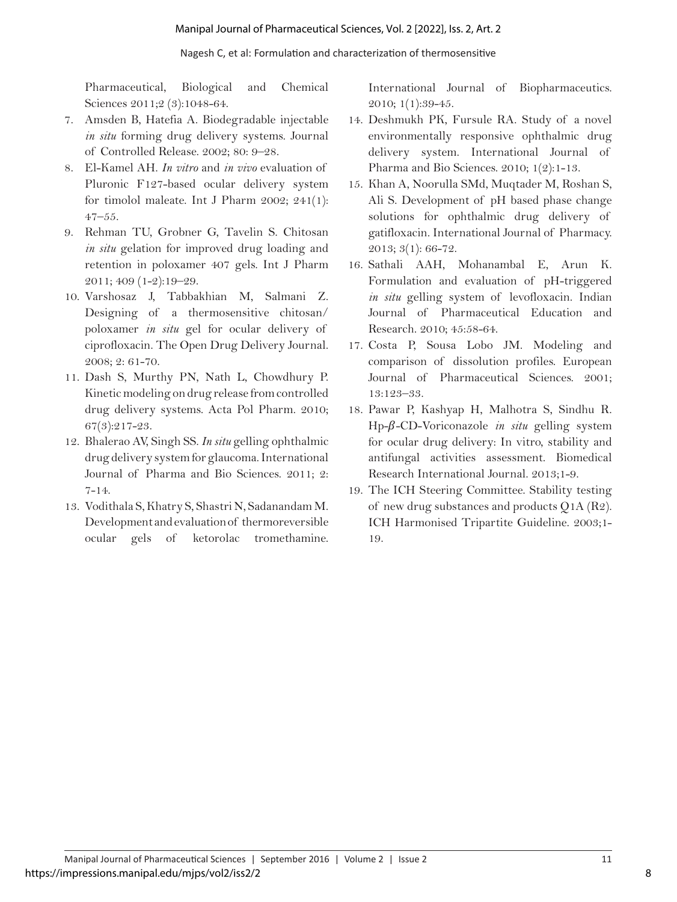Pharmaceutical, Biological and Chemical Sciences 2011;2 (3):1048-64.

7. Amsden B, Hatefia A. Biodegradable injectable *in situ* forming drug delivery systems. Journal of Controlled Release. 2002; 80: 9–28.
8. El-Kamel AH. *In vitro* and *in vivo* evaluation of Pluronic F127-based ocular delivery system for timolol maleate. Int J Pharm 2002; 241(1): 47–55.
9. Rehman TU, Grobner G, Tavelin S. Chitosan *in situ* gelation for improved drug loading and retention in poloxamer 407 gels. Int J Pharm 2011; 409 (1-2):19–29.
10. Varshosaz J, Tabbakhian M, Salmani Z. Designing of a thermosensitive chitosan/ poloxamer *in situ* gel for ocular delivery of ciprofloxacin. The Open Drug Delivery Journal. 2008; 2: 61-70.
11. Dash S, Murthy PN, Nath L, Chowdhury P. Kinetic modeling on drug release from controlled drug delivery systems. Acta Pol Pharm. 2010; 67(3):217-23.
12. Bhalerao AV, Singh SS. *In situ* gelling ophthalmic drug delivery system for glaucoma. International Journal of Pharma and Bio Sciences. 2011; 2: 7-14.
13. Vodithala S, Khatry S, Shastri N, Sadanandam M. Development and evaluation of thermoreversible ocular gels of ketorolac tromethamine. International Journal of Biopharmaceutics. 2010; 1(1):39-45.
14. Deshmukh PK, Fursule RA. Study of a novel environmentally responsive ophthalmic drug delivery system. International Journal of Pharma and Bio Sciences. 2010; 1(2):1-13.
15. Khan A, Noorulla SMd, Muqtader M, Roshan S, Ali S. Development of pH based phase change solutions for ophthalmic drug delivery of gatifloxacin. International Journal of Pharmacy. 2013; 3(1): 66-72.
16. Sathali AAH, Mohanambal E, Arun K. Formulation and evaluation of pH-triggered *in situ* gelling system of levofloxacin. Indian Journal of Pharmaceutical Education and Research. 2010; 45:58-64.
17. Costa P, Sousa Lobo JM. Modeling and comparison of dissolution profiles. European Journal of Pharmaceutical Sciences. 2001; 13:123–33.
18. Pawar P, Kashyap H, Malhotra S, Sindhu R. Hp-$\beta$-CD-Voriconazole *in situ* gelling system for ocular drug delivery: In vitro, stability and antifungal activities assessment. Biomedical Research International Journal. 2013;1-9.
19. The ICH Steering Committee. Stability testing of new drug substances and products Q1A (R2). ICH Harmonised Tripartite Guideline. 2003;1-19.